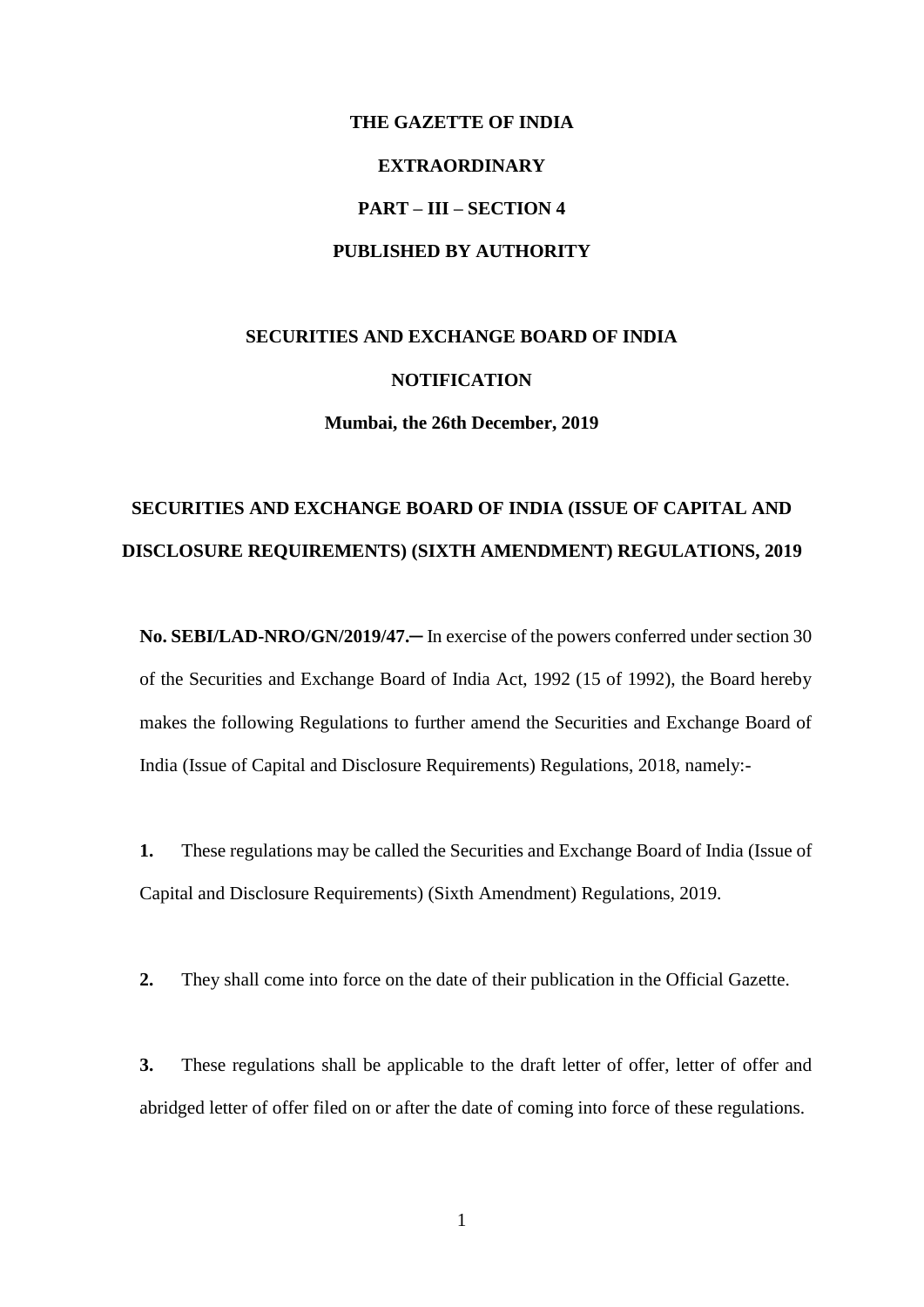**THE GAZETTE OF INDIA**

**EXTRAORDINARY**

**PART – III – SECTION 4**

**PUBLISHED BY AUTHORITY**

**SECURITIES AND EXCHANGE BOARD OF INDIA**

**NOTIFICATION**

**Mumbai, the 26th December, 2019**

# SECURITIES AND EXCHANGE BOARD OF INDIA (ISSUE OF CAPITAL AND DISCLOSURE REQUIREMENTS) (SIXTH AMENDMENT) REGULATIONS, 2019

**No. SEBI/LAD-NRO/GN/2019/47.─** In exercise of the powers conferred under section 30 of the Securities and Exchange Board of India Act, 1992 (15 of 1992), the Board hereby makes the following Regulations to further amend the Securities and Exchange Board of India (Issue of Capital and Disclosure Requirements) Regulations, 2018, namely:-

**1.** These regulations may be called the Securities and Exchange Board of India (Issue of Capital and Disclosure Requirements) (Sixth Amendment) Regulations, 2019.

**2.** They shall come into force on the date of their publication in the Official Gazette.

**3.** These regulations shall be applicable to the draft letter of offer, letter of offer and abridged letter of offer filed on or after the date of coming into force of these regulations.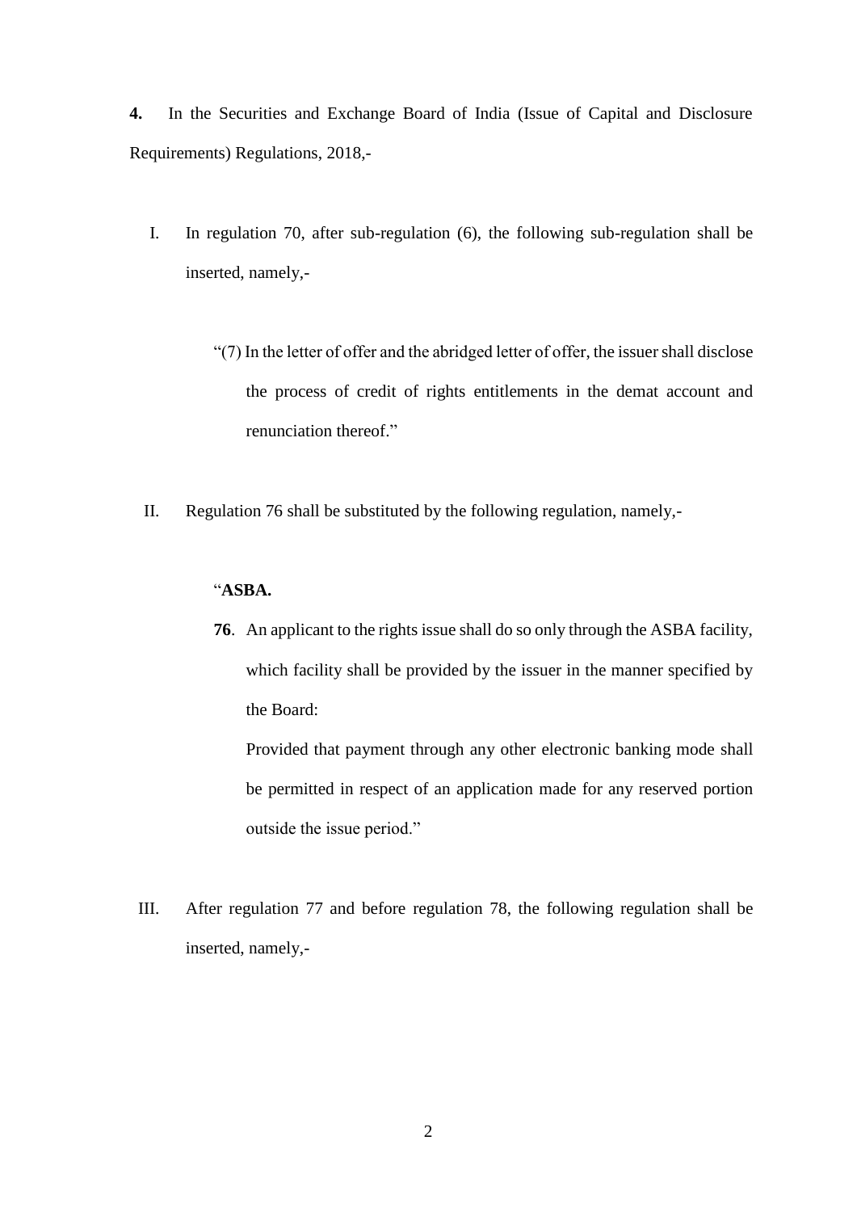**4.** In the Securities and Exchange Board of India (Issue of Capital and Disclosure Requirements) Regulations, 2018,-

I. In regulation 70, after sub-regulation (6), the following sub-regulation shall be inserted, namely,-

   "(7) In the letter of offer and the abridged letter of offer, the issuer shall disclose the process of credit of rights entitlements in the demat account and renunciation thereof."

II. Regulation 76 shall be substituted by the following regulation, namely,-

   "**ASBA.**

   **76**. An applicant to the rights issue shall do so only through the ASBA facility, which facility shall be provided by the issuer in the manner specified by the Board:

   Provided that payment through any other electronic banking mode shall be permitted in respect of an application made for any reserved portion outside the issue period."

III. After regulation 77 and before regulation 78, the following regulation shall be inserted, namely,-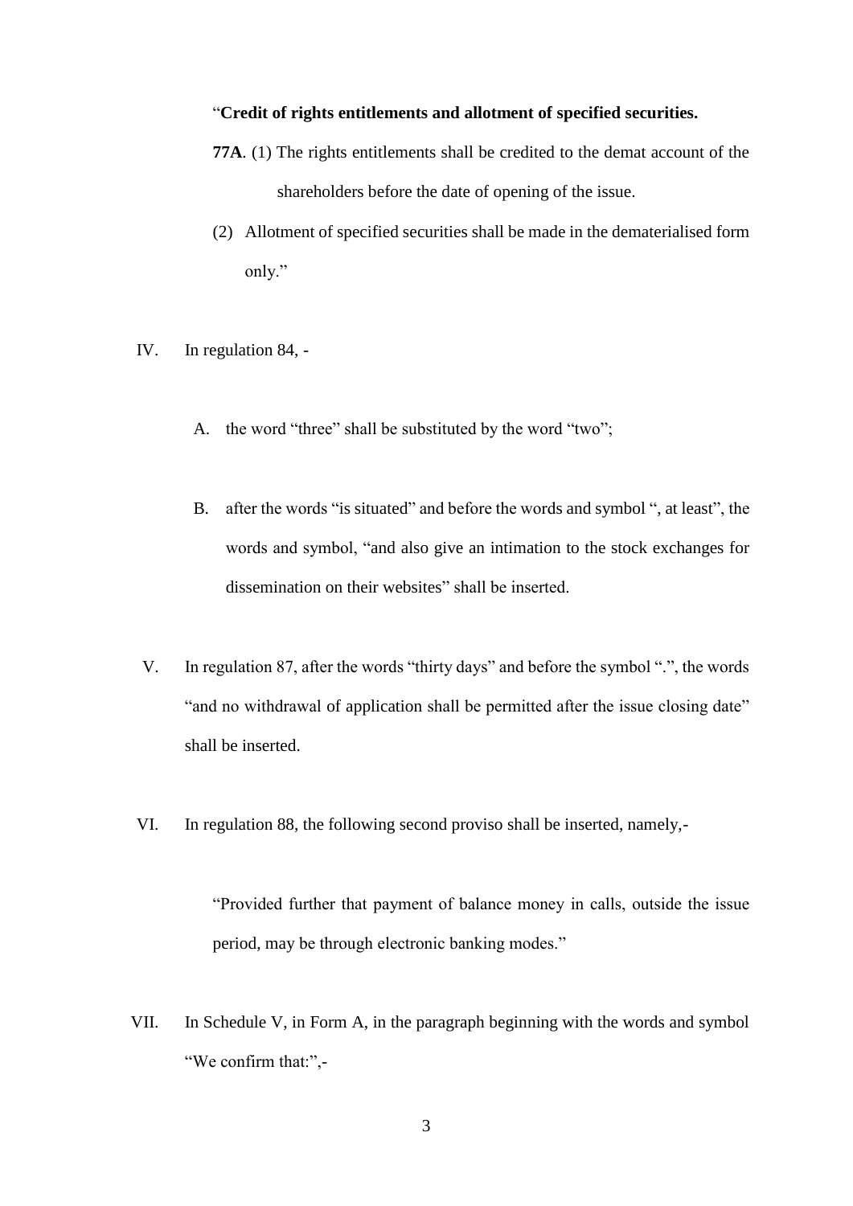"**Credit of rights entitlements and allotment of specified securities.**

**77A**. (1) The rights entitlements shall be credited to the demat account of the shareholders before the date of opening of the issue.

(2) Allotment of specified securities shall be made in the dematerialised form only."

IV. In regulation 84, -

A. the word "three" shall be substituted by the word "two";

B. after the words "is situated" and before the words and symbol ", at least", the words and symbol, "and also give an intimation to the stock exchanges for dissemination on their websites" shall be inserted.

V. In regulation 87, after the words "thirty days" and before the symbol ".", the words "and no withdrawal of application shall be permitted after the issue closing date" shall be inserted.

VI. In regulation 88, the following second proviso shall be inserted, namely,-

"Provided further that payment of balance money in calls, outside the issue period, may be through electronic banking modes."

VII. In Schedule V, in Form A, in the paragraph beginning with the words and symbol "We confirm that:",-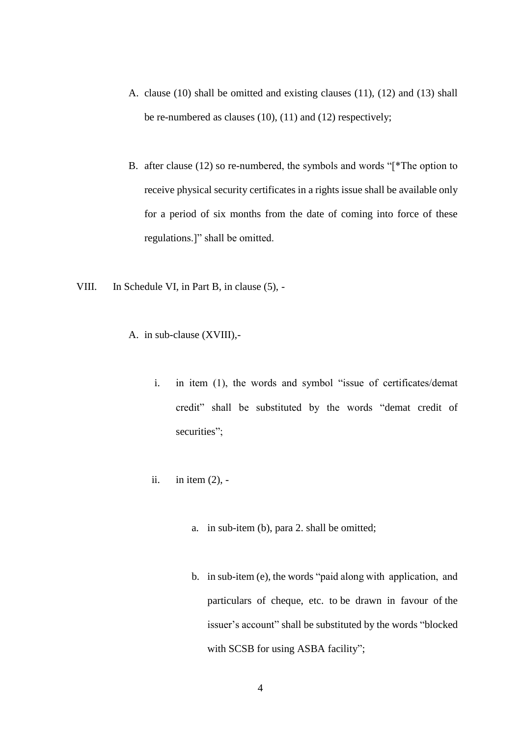A. clause (10) shall be omitted and existing clauses (11), (12) and (13) shall be re-numbered as clauses (10), (11) and (12) respectively;

B. after clause (12) so re-numbered, the symbols and words "[*The option to receive physical security certificates in a rights issue shall be available only for a period of six months from the date of coming into force of these regulations.]" shall be omitted.

VIII. In Schedule VI, in Part B, in clause (5), -

A. in sub-clause (XVIII),-

i. in item (1), the words and symbol "issue of certificates/demat credit" shall be substituted by the words "demat credit of securities";

ii. in item (2), -

a. in sub-item (b), para 2. shall be omitted;

b. in sub-item (e), the words "paid along with application, and particulars of cheque, etc. to be drawn in favour of the issuer's account" shall be substituted by the words "blocked with SCSB for using ASBA facility";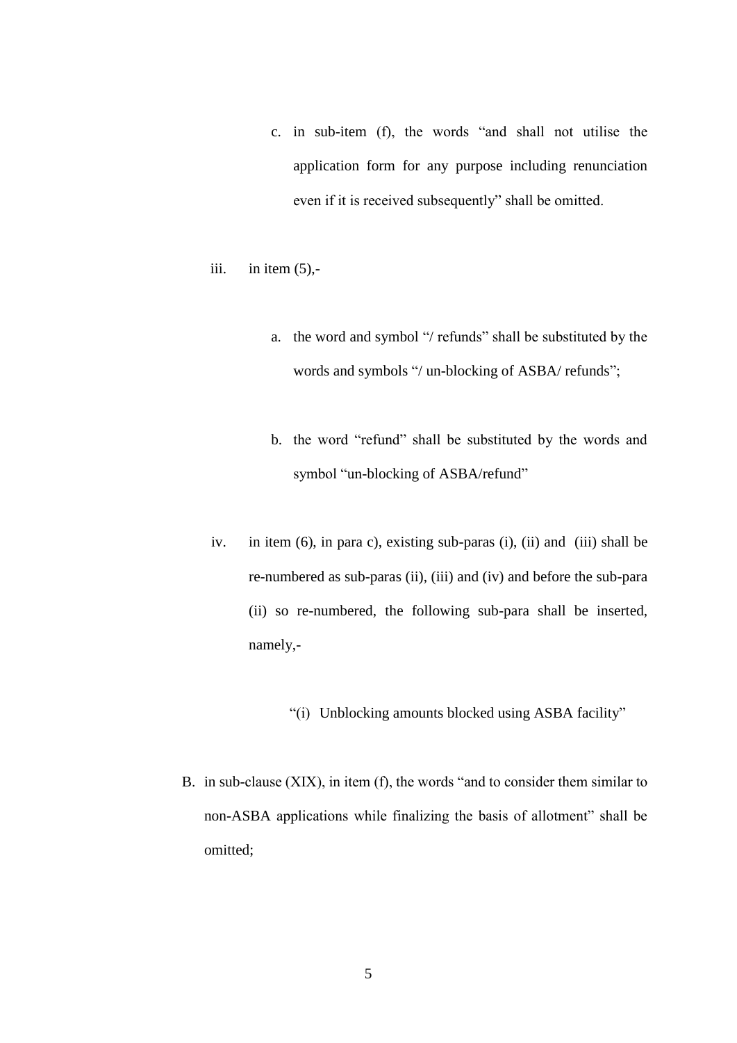c. in sub-item (f), the words "and shall not utilise the application form for any purpose including renunciation even if it is received subsequently" shall be omitted.

iii. in item (5),-

a. the word and symbol "/ refunds" shall be substituted by the words and symbols "/ un-blocking of ASBA/ refunds";

b. the word "refund" shall be substituted by the words and symbol "un-blocking of ASBA/refund"

iv. in item (6), in para c), existing sub-paras (i), (ii) and (iii) shall be re-numbered as sub-paras (ii), (iii) and (iv) and before the sub-para (ii) so re-numbered, the following sub-para shall be inserted, namely,-

"(i) Unblocking amounts blocked using ASBA facility"

B. in sub-clause (XIX), in item (f), the words "and to consider them similar to non-ASBA applications while finalizing the basis of allotment" shall be omitted;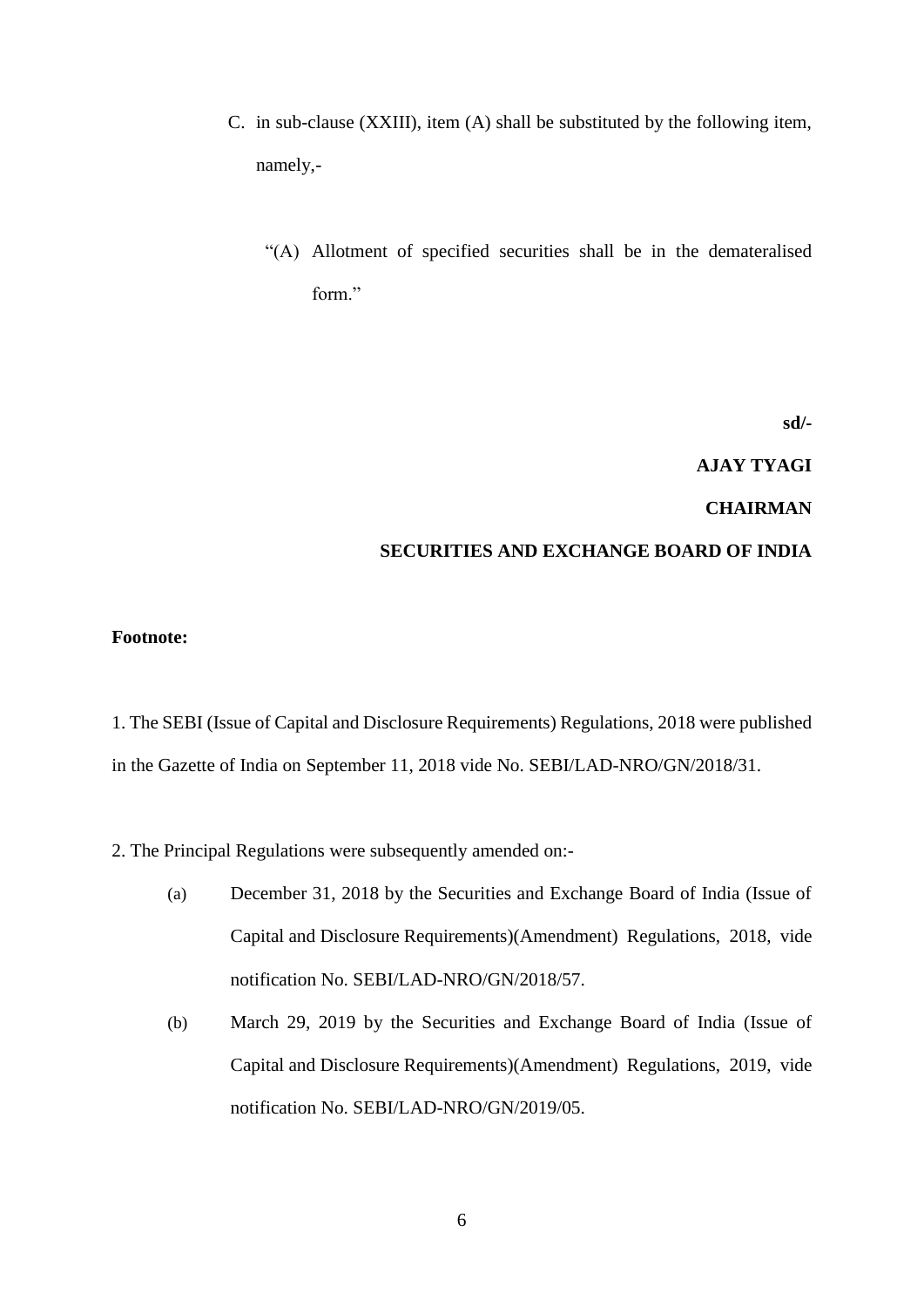C. in sub-clause (XXIII), item (A) shall be substituted by the following item, namely,-

   "(A) Allotment of specified securities shall be in the demateralised form."

**sd/-**

**AJAY TYAGI**

**CHAIRMAN**

**SECURITIES AND EXCHANGE BOARD OF INDIA**

**Footnote:**

1. The SEBI (Issue of Capital and Disclosure Requirements) Regulations, 2018 were published in the Gazette of India on September 11, 2018 vide No. SEBI/LAD-NRO/GN/2018/31.

2. The Principal Regulations were subsequently amended on:-

   (a) December 31, 2018 by the Securities and Exchange Board of India (Issue of Capital and Disclosure Requirements)(Amendment) Regulations, 2018, vide notification No. SEBI/LAD-NRO/GN/2018/57.

   (b) March 29, 2019 by the Securities and Exchange Board of India (Issue of Capital and Disclosure Requirements)(Amendment) Regulations, 2019, vide notification No. SEBI/LAD-NRO/GN/2019/05.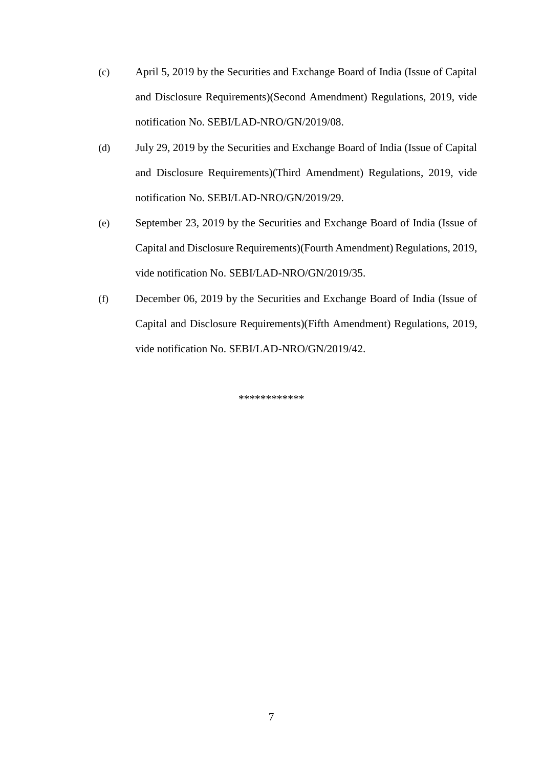(c) April 5, 2019 by the Securities and Exchange Board of India (Issue of Capital and Disclosure Requirements)(Second Amendment) Regulations, 2019, vide notification No. SEBI/LAD-NRO/GN/2019/08.

(d) July 29, 2019 by the Securities and Exchange Board of India (Issue of Capital and Disclosure Requirements)(Third Amendment) Regulations, 2019, vide notification No. SEBI/LAD-NRO/GN/2019/29.

(e) September 23, 2019 by the Securities and Exchange Board of India (Issue of Capital and Disclosure Requirements)(Fourth Amendment) Regulations, 2019, vide notification No. SEBI/LAD-NRO/GN/2019/35.

(f) December 06, 2019 by the Securities and Exchange Board of India (Issue of Capital and Disclosure Requirements)(Fifth Amendment) Regulations, 2019, vide notification No. SEBI/LAD-NRO/GN/2019/42.

************